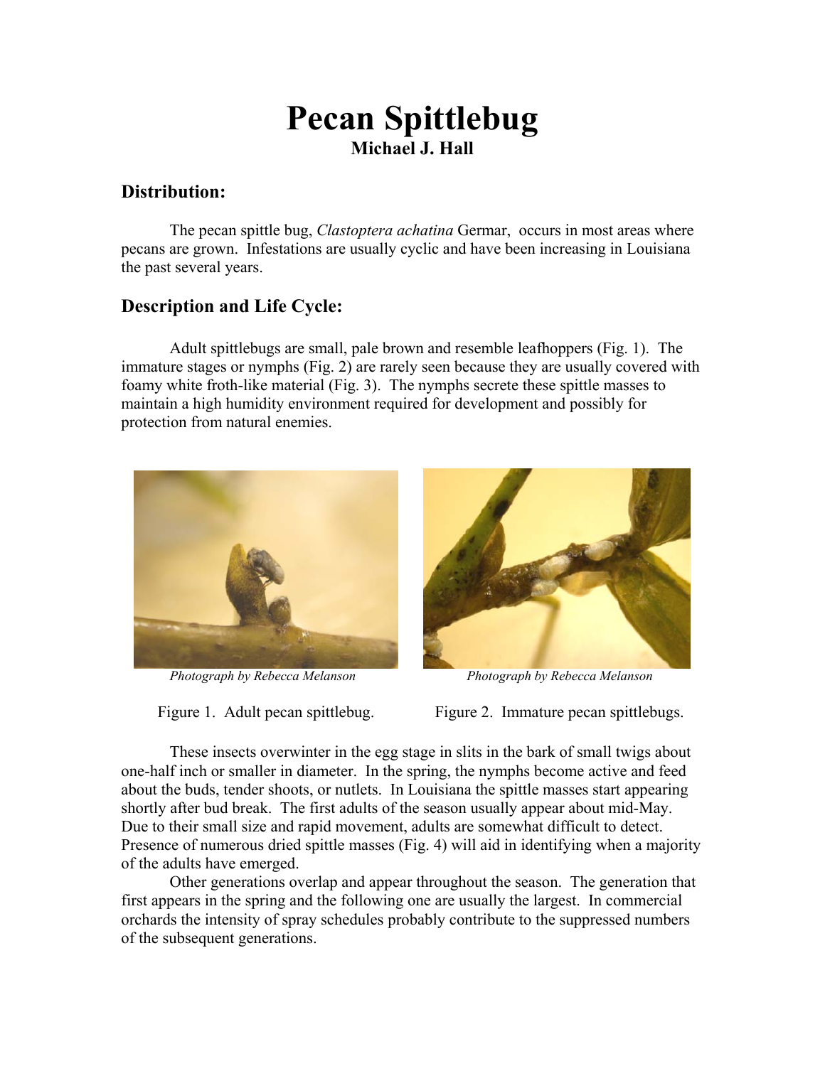# Pecan Spittlebug

**Michael J. Hall**

## Distribution:

The pecan spittle bug, *Clastoptera achatina* Germar, occurs in most areas where pecans are grown. Infestations are usually cyclic and have been increasing in Louisiana the past several years.

## Description and Life Cycle:

Adult spittlebugs are small, pale brown and resemble leafhoppers (Fig. 1). The immature stages or nymphs (Fig. 2) are rarely seen because they are usually covered with foamy white froth-like material (Fig. 3). The nymphs secrete these spittle masses to maintain a high humidity environment required for development and possibly for protection from natural enemies.

*Photograph by Rebecca Melanson*

Figure 1. Adult pecan spittlebug.

*Photograph by Rebecca Melanson*

Figure 2. Immature pecan spittlebugs.

These insects overwinter in the egg stage in slits in the bark of small twigs about one-half inch or smaller in diameter. In the spring, the nymphs become active and feed about the buds, tender shoots, or nutlets. In Louisiana the spittle masses start appearing shortly after bud break. The first adults of the season usually appear about mid-May. Due to their small size and rapid movement, adults are somewhat difficult to detect. Presence of numerous dried spittle masses (Fig. 4) will aid in identifying when a majority of the adults have emerged.

Other generations overlap and appear throughout the season. The generation that first appears in the spring and the following one are usually the largest. In commercial orchards the intensity of spray schedules probably contribute to the suppressed numbers of the subsequent generations.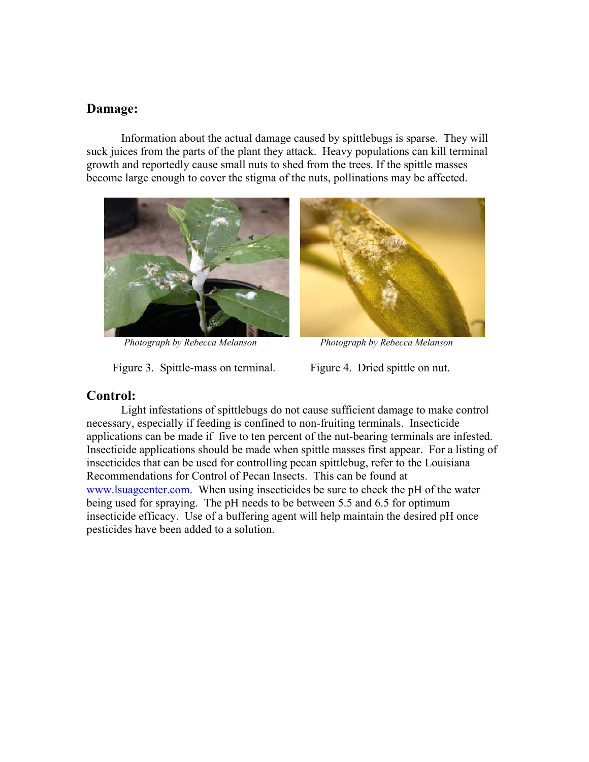## Damage:

Information about the actual damage caused by spittlebugs is sparse. They will suck juices from the parts of the plant they attack. Heavy populations can kill terminal growth and reportedly cause small nuts to shed from the trees. If the spittle masses become large enough to cover the stigma of the nuts, pollinations may be affected.

*Photograph by Rebecca Melanson*

Figure 3. Spittle-mass on terminal.

*Photograph by Rebecca Melanson*

Figure 4. Dried spittle on nut.

## Control:

Light infestations of spittlebugs do not cause sufficient damage to make control necessary, especially if feeding is confined to non-fruiting terminals. Insecticide applications can be made if five to ten percent of the nut-bearing terminals are infested. Insecticide applications should be made when spittle masses first appear. For a listing of insecticides that can be used for controlling pecan spittlebug, refer to the Louisiana Recommendations for Control of Pecan Insects. This can be found at [www.lsuagcenter.com](http://www.lsuagcenter.com). When using insecticides be sure to check the pH of the water being used for spraying. The pH needs to be between 5.5 and 6.5 for optimum insecticide efficacy. Use of a buffering agent will help maintain the desired pH once pesticides have been added to a solution.